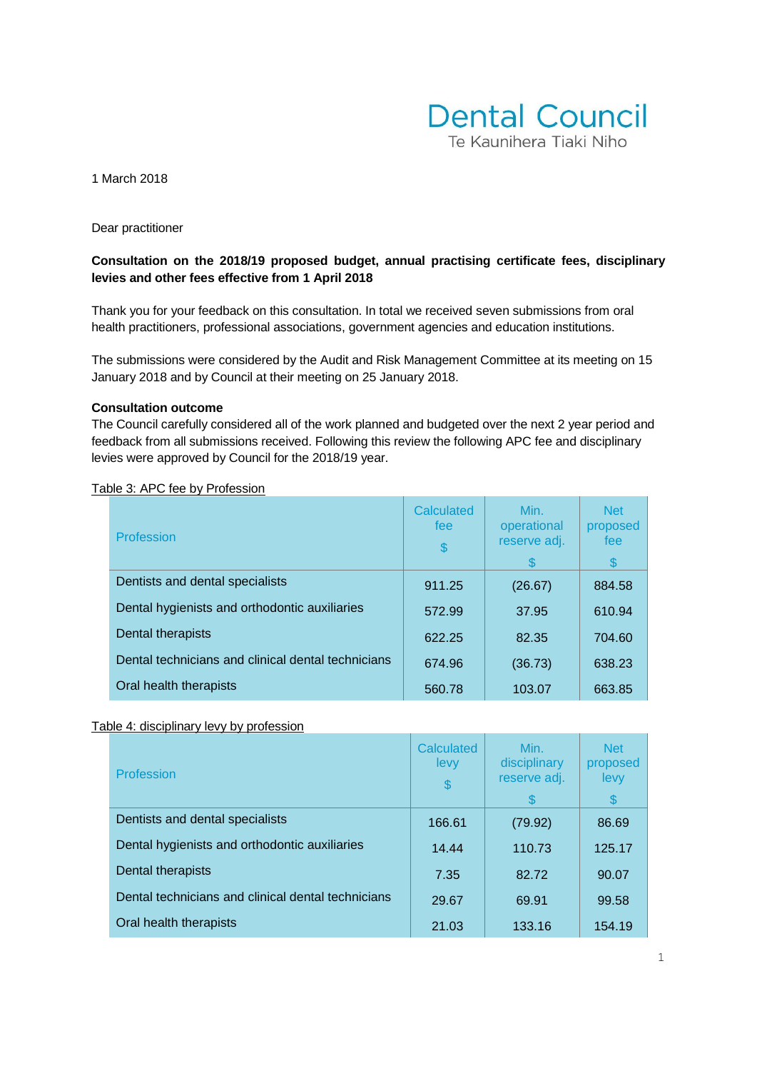Dental Council
Te Kaunihera Tiaki Niho

1 March 2018

Dear practitioner

**Consultation on the 2018/19 proposed budget, annual practising certificate fees, disciplinary levies and other fees effective from 1 April 2018**

Thank you for your feedback on this consultation. In total we received seven submissions from oral health practitioners, professional associations, government agencies and education institutions.

The submissions were considered by the Audit and Risk Management Committee at its meeting on 15 January 2018 and by Council at their meeting on 25 January 2018.

**Consultation outcome**

The Council carefully considered all of the work planned and budgeted over the next 2 year period and feedback from all submissions received. Following this review the following APC fee and disciplinary levies were approved by Council for the 2018/19 year.

Table 3: APC fee by Profession

| Profession | Calculated fee $ | Min. operational reserve adj. $ | Net proposed fee $ |
|---|---|---|---|
| Dentists and dental specialists | 911.25 | (26.67) | 884.58 |
| Dental hygienists and orthodontic auxiliaries | 572.99 | 37.95 | 610.94 |
| Dental therapists | 622.25 | 82.35 | 704.60 |
| Dental technicians and clinical dental technicians | 674.96 | (36.73) | 638.23 |
| Oral health therapists | 560.78 | 103.07 | 663.85 |

Table 4: disciplinary levy by profession

| Profession | Calculated levy $ | Min. disciplinary reserve adj. $ | Net proposed levy $ |
|---|---|---|---|
| Dentists and dental specialists | 166.61 | (79.92) | 86.69 |
| Dental hygienists and orthodontic auxiliaries | 14.44 | 110.73 | 125.17 |
| Dental therapists | 7.35 | 82.72 | 90.07 |
| Dental technicians and clinical dental technicians | 29.67 | 69.91 | 99.58 |
| Oral health therapists | 21.03 | 133.16 | 154.19 |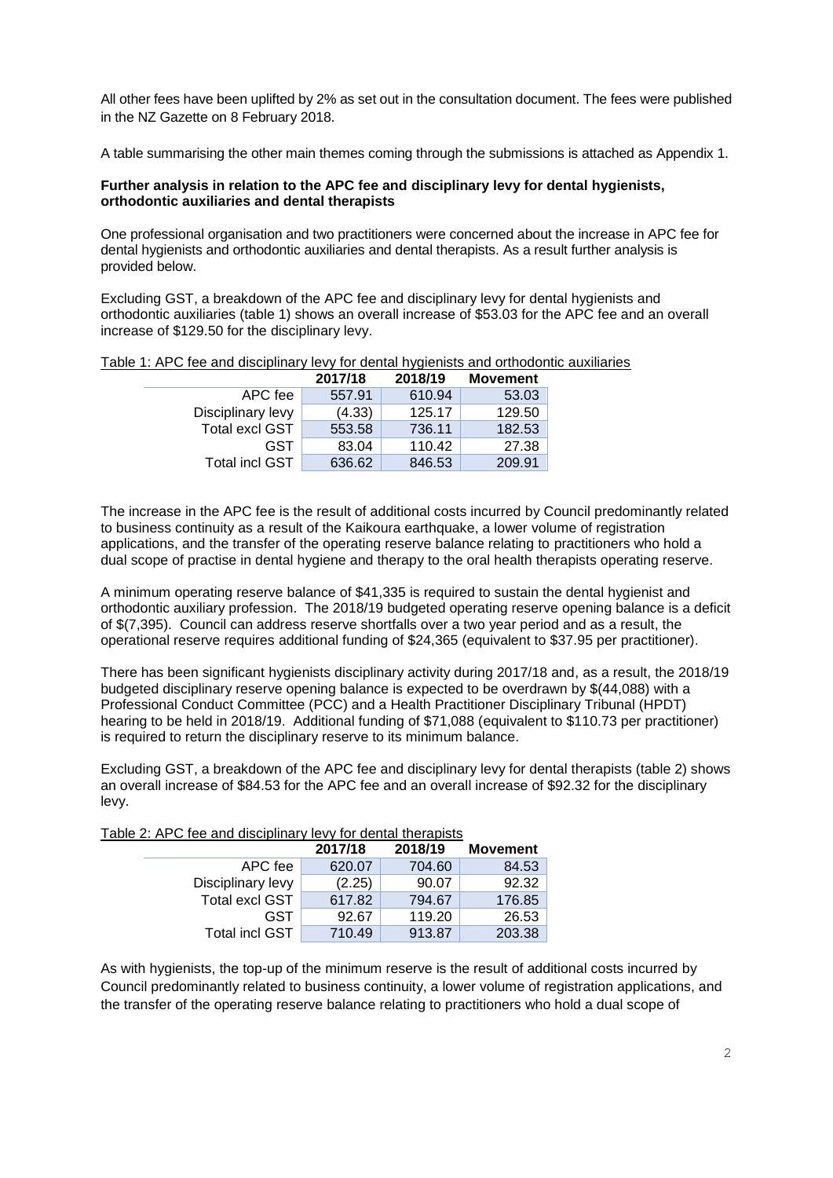All other fees have been uplifted by 2% as set out in the consultation document. The fees were published in the NZ Gazette on 8 February 2018.

A table summarising the other main themes coming through the submissions is attached as Appendix 1.

**Further analysis in relation to the APC fee and disciplinary levy for dental hygienists, orthodontic auxiliaries and dental therapists**

One professional organisation and two practitioners were concerned about the increase in APC fee for dental hygienists and orthodontic auxiliaries and dental therapists. As a result further analysis is provided below.

Excluding GST, a breakdown of the APC fee and disciplinary levy for dental hygienists and orthodontic auxiliaries (table 1) shows an overall increase of $53.03 for the APC fee and an overall increase of $129.50 for the disciplinary levy.

Table 1: APC fee and disciplinary levy for dental hygienists and orthodontic auxiliaries

| | 2017/18 | 2018/19 | Movement |
|---|---|---|---|
| APC fee | 557.91 | 610.94 | 53.03 |
| Disciplinary levy | (4.33) | 125.17 | 129.50 |
| Total excl GST | 553.58 | 736.11 | 182.53 |
| GST | 83.04 | 110.42 | 27.38 |
| Total incl GST | 636.62 | 846.53 | 209.91 |

The increase in the APC fee is the result of additional costs incurred by Council predominantly related to business continuity as a result of the Kaikoura earthquake, a lower volume of registration applications, and the transfer of the operating reserve balance relating to practitioners who hold a dual scope of practise in dental hygiene and therapy to the oral health therapists operating reserve.

A minimum operating reserve balance of $41,335 is required to sustain the dental hygienist and orthodontic auxiliary profession. The 2018/19 budgeted operating reserve opening balance is a deficit of $(7,395). Council can address reserve shortfalls over a two year period and as a result, the operational reserve requires additional funding of $24,365 (equivalent to $37.95 per practitioner).

There has been significant hygienists disciplinary activity during 2017/18 and, as a result, the 2018/19 budgeted disciplinary reserve opening balance is expected to be overdrawn by $(44,088) with a Professional Conduct Committee (PCC) and a Health Practitioner Disciplinary Tribunal (HPDT) hearing to be held in 2018/19. Additional funding of $71,088 (equivalent to $110.73 per practitioner) is required to return the disciplinary reserve to its minimum balance.

Excluding GST, a breakdown of the APC fee and disciplinary levy for dental therapists (table 2) shows an overall increase of $84.53 for the APC fee and an overall increase of $92.32 for the disciplinary levy.

Table 2: APC fee and disciplinary levy for dental therapists

| | 2017/18 | 2018/19 | Movement |
|---|---|---|---|
| APC fee | 620.07 | 704.60 | 84.53 |
| Disciplinary levy | (2.25) | 90.07 | 92.32 |
| Total excl GST | 617.82 | 794.67 | 176.85 |
| GST | 92.67 | 119.20 | 26.53 |
| Total incl GST | 710.49 | 913.87 | 203.38 |

As with hygienists, the top-up of the minimum reserve is the result of additional costs incurred by Council predominantly related to business continuity, a lower volume of registration applications, and the transfer of the operating reserve balance relating to practitioners who hold a dual scope of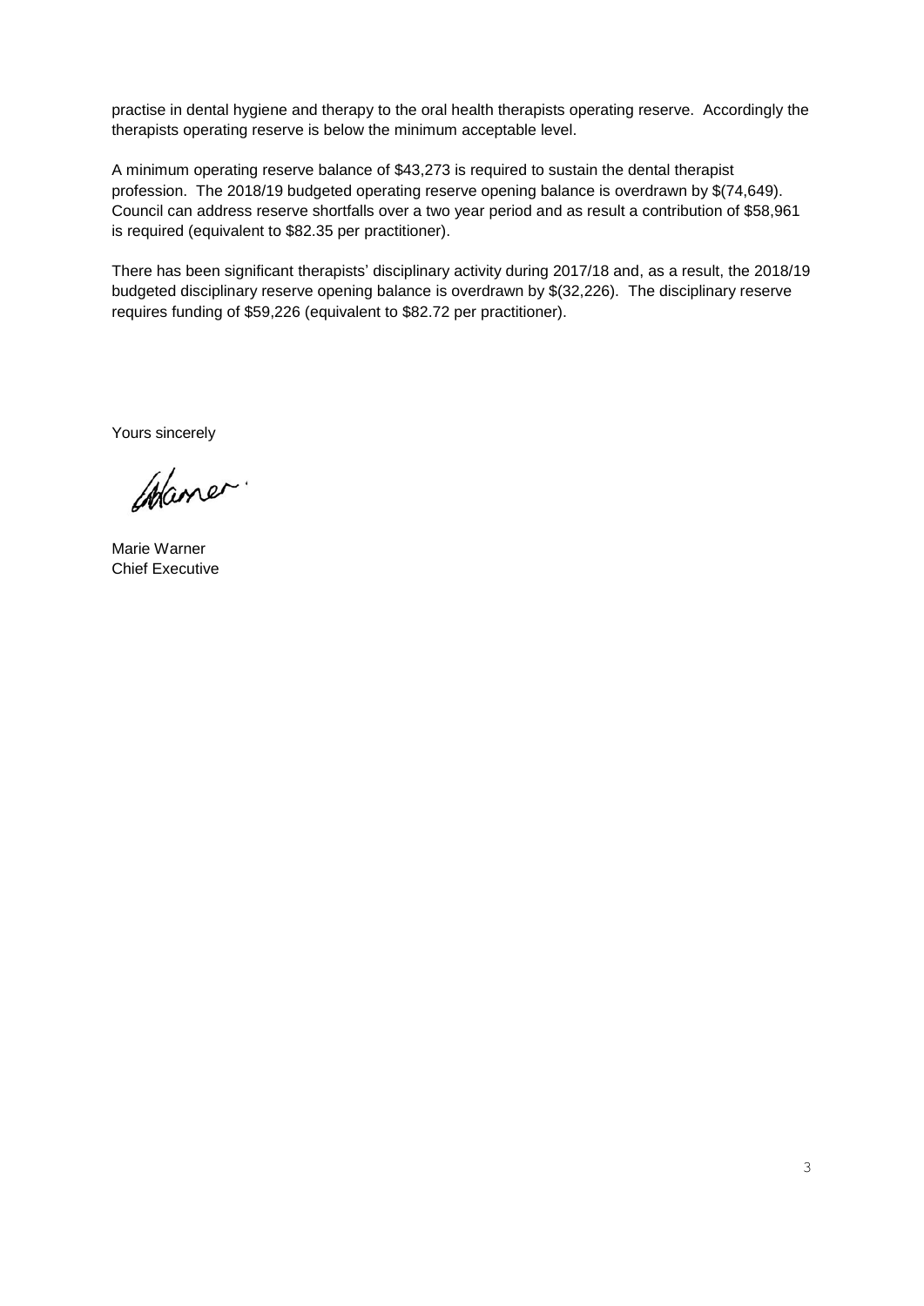practise in dental hygiene and therapy to the oral health therapists operating reserve. Accordingly the therapists operating reserve is below the minimum acceptable level.

A minimum operating reserve balance of $43,273 is required to sustain the dental therapist profession. The 2018/19 budgeted operating reserve opening balance is overdrawn by $(74,649). Council can address reserve shortfalls over a two year period and as result a contribution of $58,961 is required (equivalent to $82.35 per practitioner).

There has been significant therapists' disciplinary activity during 2017/18 and, as a result, the 2018/19 budgeted disciplinary reserve opening balance is overdrawn by $(32,226). The disciplinary reserve requires funding of $59,226 (equivalent to $82.72 per practitioner).

Yours sincerely

Marie Warner
Chief Executive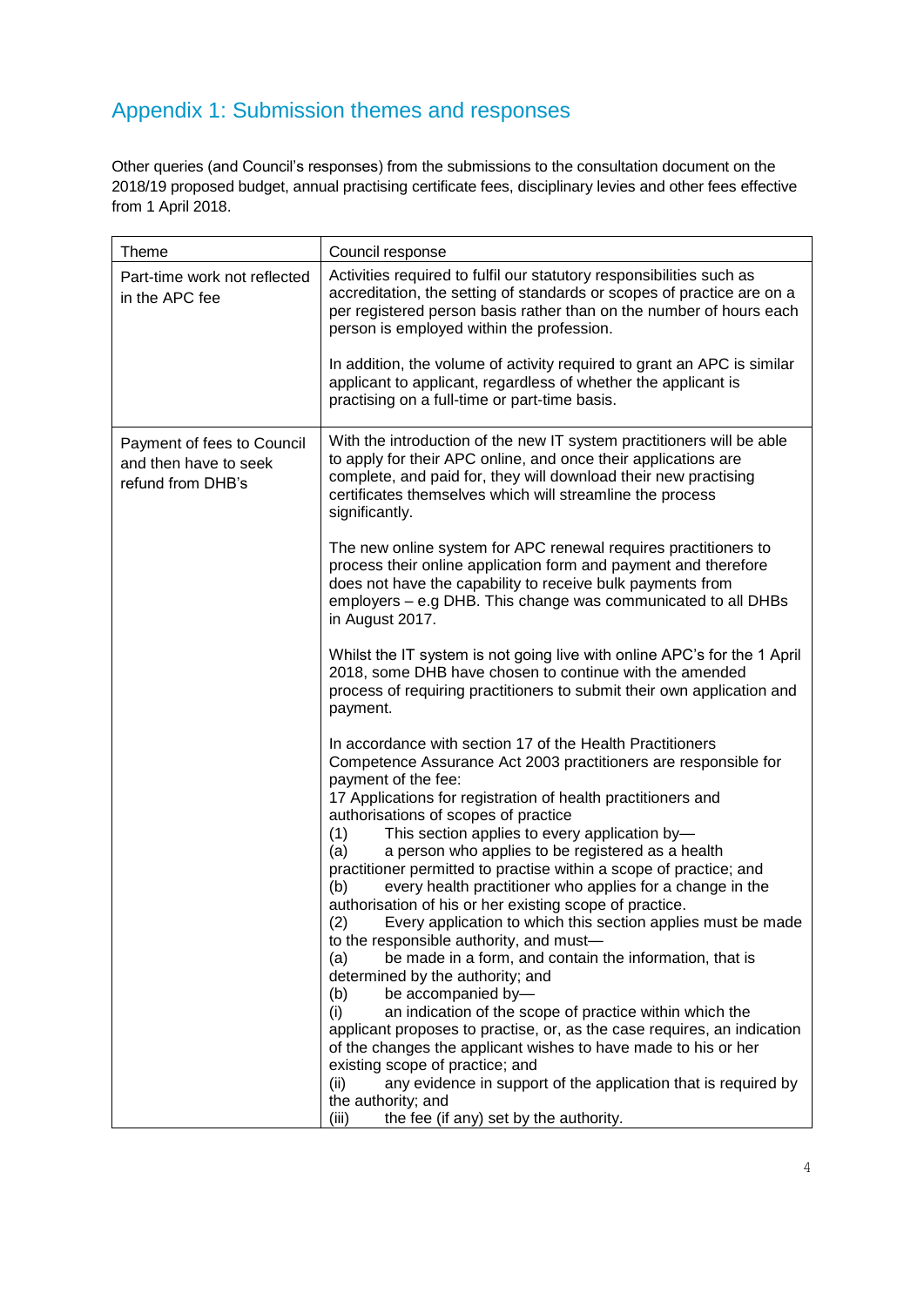## Appendix 1: Submission themes and responses

Other queries (and Council's responses) from the submissions to the consultation document on the 2018/19 proposed budget, annual practising certificate fees, disciplinary levies and other fees effective from 1 April 2018.

| Theme | Council response |
|---|---|
| Part-time work not reflected in the APC fee | Activities required to fulfil our statutory responsibilities such as accreditation, the setting of standards or scopes of practice are on a per registered person basis rather than on the number of hours each person is employed within the profession.<br><br>In addition, the volume of activity required to grant an APC is similar applicant to applicant, regardless of whether the applicant is practising on a full-time or part-time basis. |
| Payment of fees to Council and then have to seek refund from DHB's | With the introduction of the new IT system practitioners will be able to apply for their APC online, and once their applications are complete, and paid for, they will download their new practising certificates themselves which will streamline the process significantly.<br><br>The new online system for APC renewal requires practitioners to process their online application form and payment and therefore does not have the capability to receive bulk payments from employers – e.g DHB. This change was communicated to all DHBs in August 2017.<br><br>Whilst the IT system is not going live with online APC's for the 1 April 2018, some DHB have chosen to continue with the amended process of requiring practitioners to submit their own application and payment.<br><br>In accordance with section 17 of the Health Practitioners Competence Assurance Act 2003 practitioners are responsible for payment of the fee:<br>17 Applications for registration of health practitioners and authorisations of scopes of practice<br>(1) This section applies to every application by—<br>(a) a person who applies to be registered as a health practitioner permitted to practise within a scope of practice; and<br>(b) every health practitioner who applies for a change in the authorisation of his or her existing scope of practice.<br>(2) Every application to which this section applies must be made to the responsible authority, and must—<br>(a) be made in a form, and contain the information, that is determined by the authority; and<br>(b) be accompanied by—<br>(i) an indication of the scope of practice within which the applicant proposes to practise, or, as the case requires, an indication of the changes the applicant wishes to have made to his or her existing scope of practice; and<br>(ii) any evidence in support of the application that is required by the authority; and<br>(iii) the fee (if any) set by the authority. |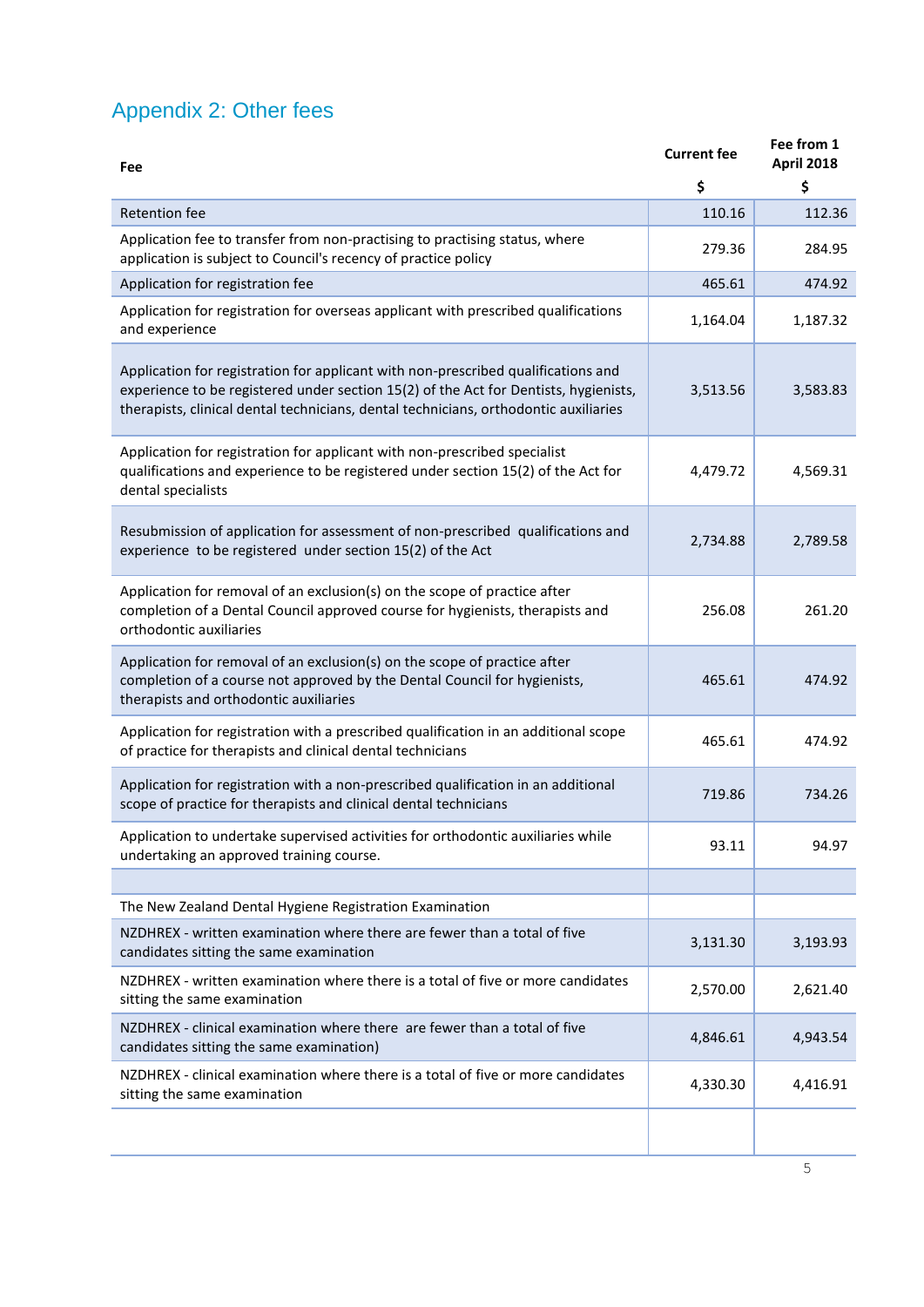## Appendix 2: Other fees

| Fee | Current fee<br>$ | Fee from 1 April 2018<br>$ |
|---|---|---|
| Retention fee | 110.16 | 112.36 |
| Application fee to transfer from non-practising to practising status, where application is subject to Council's recency of practice policy | 279.36 | 284.95 |
| Application for registration fee | 465.61 | 474.92 |
| Application for registration for overseas applicant with prescribed qualifications and experience | 1,164.04 | 1,187.32 |
| Application for registration for applicant with non-prescribed qualifications and experience to be registered under section 15(2) of the Act for Dentists, hygienists, therapists, clinical dental technicians, dental technicians, orthodontic auxiliaries | 3,513.56 | 3,583.83 |
| Application for registration for applicant with non-prescribed specialist qualifications and experience to be registered under section 15(2) of the Act for dental specialists | 4,479.72 | 4,569.31 |
| Resubmission of application for assessment of non-prescribed qualifications and experience to be registered under section 15(2) of the Act | 2,734.88 | 2,789.58 |
| Application for removal of an exclusion(s) on the scope of practice after completion of a Dental Council approved course for hygienists, therapists and orthodontic auxiliaries | 256.08 | 261.20 |
| Application for removal of an exclusion(s) on the scope of practice after completion of a course not approved by the Dental Council for hygienists, therapists and orthodontic auxiliaries | 465.61 | 474.92 |
| Application for registration with a prescribed qualification in an additional scope of practice for therapists and clinical dental technicians | 465.61 | 474.92 |
| Application for registration with a non-prescribed qualification in an additional scope of practice for therapists and clinical dental technicians | 719.86 | 734.26 |
| Application to undertake supervised activities for orthodontic auxiliaries while undertaking an approved training course. | 93.11 | 94.97 |
| | | |
| The New Zealand Dental Hygiene Registration Examination | | |
| NZDHREX - written examination where there are fewer than a total of five candidates sitting the same examination | 3,131.30 | 3,193.93 |
| NZDHREX - written examination where there is a total of five or more candidates sitting the same examination | 2,570.00 | 2,621.40 |
| NZDHREX - clinical examination where there are fewer than a total of five candidates sitting the same examination) | 4,846.61 | 4,943.54 |
| NZDHREX - clinical examination where there is a total of five or more candidates sitting the same examination | 4,330.30 | 4,416.91 |
| | | |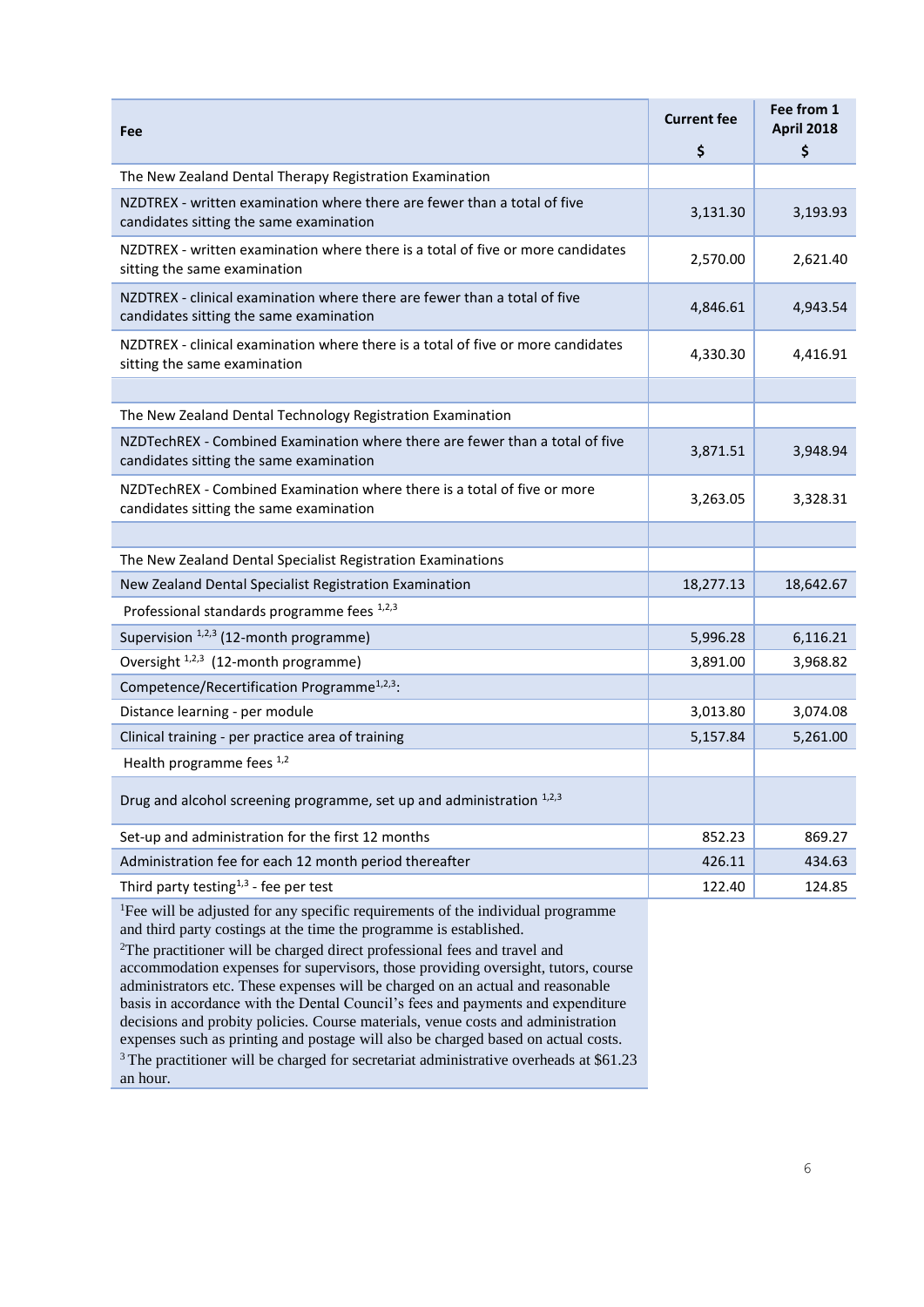| Fee | Current fee<br>$ | Fee from 1 April 2018<br>$ |
|---|---|---|
| The New Zealand Dental Therapy Registration Examination | | |
| NZDTREX - written examination where there are fewer than a total of five candidates sitting the same examination | 3,131.30 | 3,193.93 |
| NZDTREX - written examination where there is a total of five or more candidates sitting the same examination | 2,570.00 | 2,621.40 |
| NZDTREX - clinical examination where there are fewer than a total of five candidates sitting the same examination | 4,846.61 | 4,943.54 |
| NZDTREX - clinical examination where there is a total of five or more candidates sitting the same examination | 4,330.30 | 4,416.91 |
| | | |
| The New Zealand Dental Technology Registration Examination | | |
| NZDTechREX - Combined Examination where there are fewer than a total of five candidates sitting the same examination | 3,871.51 | 3,948.94 |
| NZDTechREX - Combined Examination where there is a total of five or more candidates sitting the same examination | 3,263.05 | 3,328.31 |
| | | |
| The New Zealand Dental Specialist Registration Examinations | | |
| New Zealand Dental Specialist Registration Examination | 18,277.13 | 18,642.67 |
| Professional standards programme fees [1,2,3] | | |
| Supervision [1,2,3] (12-month programme) | 5,996.28 | 6,116.21 |
| Oversight [1,2,3] (12-month programme) | 3,891.00 | 3,968.82 |
| Competence/Recertification Programme[1,2,3]: | | |
| Distance learning - per module | 3,013.80 | 3,074.08 |
| Clinical training - per practice area of training | 5,157.84 | 5,261.00 |
| Health programme fees [1,2] | | |
| Drug and alcohol screening programme, set up and administration [1,2,3] | | |
| Set-up and administration for the first 12 months | 852.23 | 869.27 |
| Administration fee for each 12 month period thereafter | 426.11 | 434.63 |
| Third party testing[1,3] - fee per test | 122.40 | 124.85 |

[1] Fee will be adjusted for any specific requirements of the individual programme and third party costings at the time the programme is established.

[2] The practitioner will be charged direct professional fees and travel and accommodation expenses for supervisors, those providing oversight, tutors, course administrators etc. These expenses will be charged on an actual and reasonable basis in accordance with the Dental Council's fees and payments and expenditure decisions and probity policies. Course materials, venue costs and administration expenses such as printing and postage will also be charged based on actual costs.

[3] The practitioner will be charged for secretariat administrative overheads at $61.23 an hour.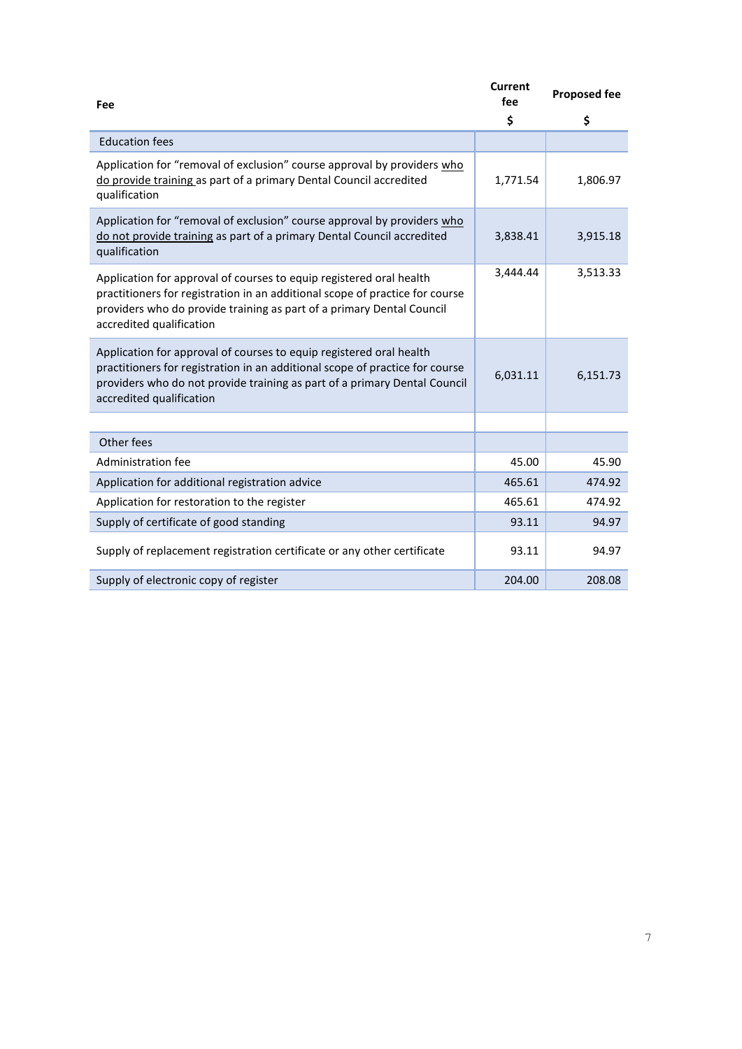| Fee | Current fee<br>$ | Proposed fee<br>$ |
|---|---|---|
| Education fees | | |
| Application for "removal of exclusion" course approval by providers who do provide training as part of a primary Dental Council accredited qualification | 1,771.54 | 1,806.97 |
| Application for "removal of exclusion" course approval by providers who do not provide training as part of a primary Dental Council accredited qualification | 3,838.41 | 3,915.18 |
| Application for approval of courses to equip registered oral health practitioners for registration in an additional scope of practice for course providers who do provide training as part of a primary Dental Council accredited qualification | 3,444.44 | 3,513.33 |
| Application for approval of courses to equip registered oral health practitioners for registration in an additional scope of practice for course providers who do not provide training as part of a primary Dental Council accredited qualification | 6,031.11 | 6,151.73 |
| | | |
| Other fees | | |
| Administration fee | 45.00 | 45.90 |
| Application for additional registration advice | 465.61 | 474.92 |
| Application for restoration to the register | 465.61 | 474.92 |
| Supply of certificate of good standing | 93.11 | 94.97 |
| Supply of replacement registration certificate or any other certificate | 93.11 | 94.97 |
| Supply of electronic copy of register | 204.00 | 208.08 |